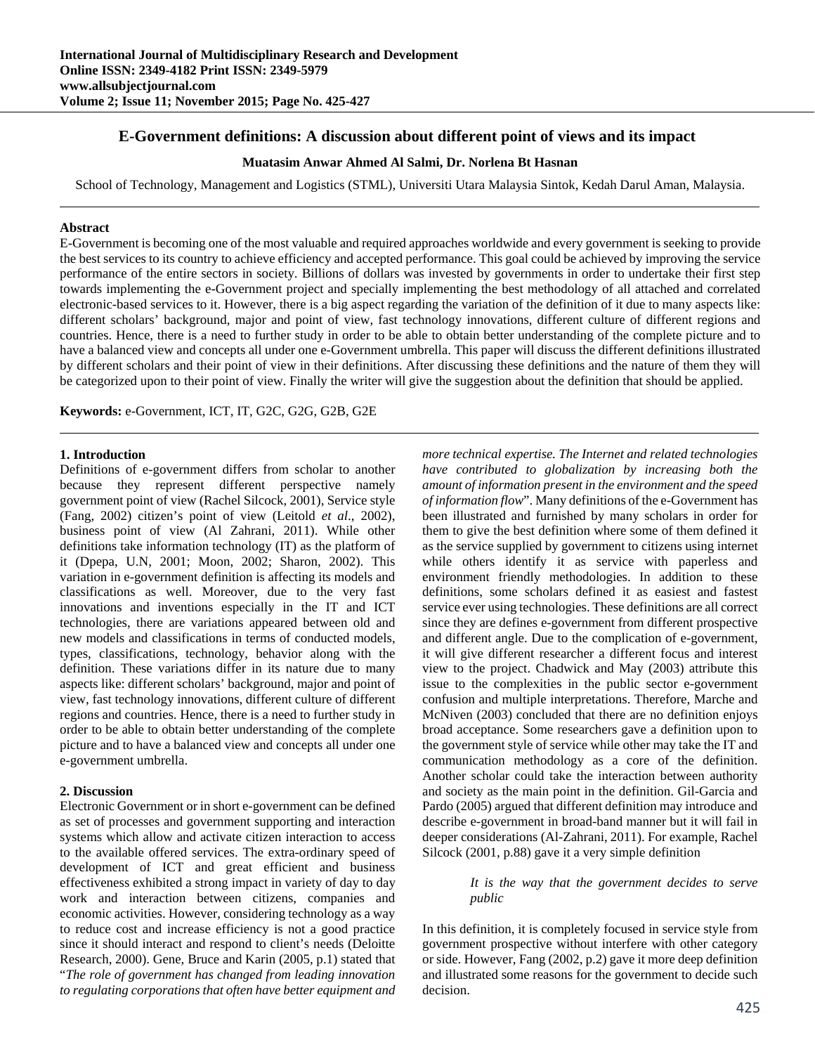# E-Government definitions: A discussion about different point of views and its impact

**Muatasim Anwar Ahmed Al Salmi, Dr. Norlena Bt Hasnan**

School of Technology, Management and Logistics (STML), Universiti Utara Malaysia Sintok, Kedah Darul Aman, Malaysia.

---

**Abstract**

E-Government is becoming one of the most valuable and required approaches worldwide and every government is seeking to provide the best services to its country to achieve efficiency and accepted performance. This goal could be achieved by improving the service performance of the entire sectors in society. Billions of dollars was invested by governments in order to undertake their first step towards implementing the e-Government project and specially implementing the best methodology of all attached and correlated electronic-based services to it. However, there is a big aspect regarding the variation of the definition of it due to many aspects like: different scholars' background, major and point of view, fast technology innovations, different culture of different regions and countries. Hence, there is a need to further study in order to be able to obtain better understanding of the complete picture and to have a balanced view and concepts all under one e-Government umbrella. This paper will discuss the different definitions illustrated by different scholars and their point of view in their definitions. After discussing these definitions and the nature of them they will be categorized upon to their point of view. Finally the writer will give the suggestion about the definition that should be applied.

**Keywords:** e-Government, ICT, IT, G2C, G2G, G2B, G2E

---

## 1. Introduction

Definitions of e-government differs from scholar to another because they represent different perspective namely government point of view (Rachel Silcock, 2001), Service style (Fang, 2002) citizen's point of view (Leitold *et al*., 2002), business point of view (Al Zahrani, 2011). While other definitions take information technology (IT) as the platform of it (Dpepa, U.N, 2001; Moon, 2002; Sharon, 2002). This variation in e-government definition is affecting its models and classifications as well. Moreover, due to the very fast innovations and inventions especially in the IT and ICT technologies, there are variations appeared between old and new models and classifications in terms of conducted models, types, classifications, technology, behavior along with the definition. These variations differ in its nature due to many aspects like: different scholars' background, major and point of view, fast technology innovations, different culture of different regions and countries. Hence, there is a need to further study in order to be able to obtain better understanding of the complete picture and to have a balanced view and concepts all under one e-government umbrella.

## 2. Discussion

Electronic Government or in short e-government can be defined as set of processes and government supporting and interaction systems which allow and activate citizen interaction to access to the available offered services. The extra-ordinary speed of development of ICT and great efficient and business effectiveness exhibited a strong impact in variety of day to day work and interaction between citizens, companies and economic activities. However, considering technology as a way to reduce cost and increase efficiency is not a good practice since it should interact and respond to client's needs (Deloitte Research, 2000). Gene, Bruce and Karin (2005, p.1) stated that "*The role of government has changed from leading innovation to regulating corporations that often have better equipment and more technical expertise. The Internet and related technologies have contributed to globalization by increasing both the amount of information present in the environment and the speed of information flow*". Many definitions of the e-Government has been illustrated and furnished by many scholars in order for them to give the best definition where some of them defined it as the service supplied by government to citizens using internet while others identify it as service with paperless and environment friendly methodologies. In addition to these definitions, some scholars defined it as easiest and fastest service ever using technologies. These definitions are all correct since they are defines e-government from different prospective and different angle. Due to the complication of e-government, it will give different researcher a different focus and interest view to the project. Chadwick and May (2003) attribute this issue to the complexities in the public sector e-government confusion and multiple interpretations. Therefore, Marche and McNiven (2003) concluded that there are no definition enjoys broad acceptance. Some researchers gave a definition upon to the government style of service while other may take the IT and communication methodology as a core of the definition. Another scholar could take the interaction between authority and society as the main point in the definition. Gil-Garcia and Pardo (2005) argued that different definition may introduce and describe e-government in broad-band manner but it will fail in deeper considerations (Al-Zahrani, 2011). For example, Rachel Silcock (2001, p.88) gave it a very simple definition

> *It is the way that the government decides to serve public*

In this definition, it is completely focused in service style from government prospective without interfere with other category or side. However, Fang (2002, p.2) gave it more deep definition and illustrated some reasons for the government to decide such decision.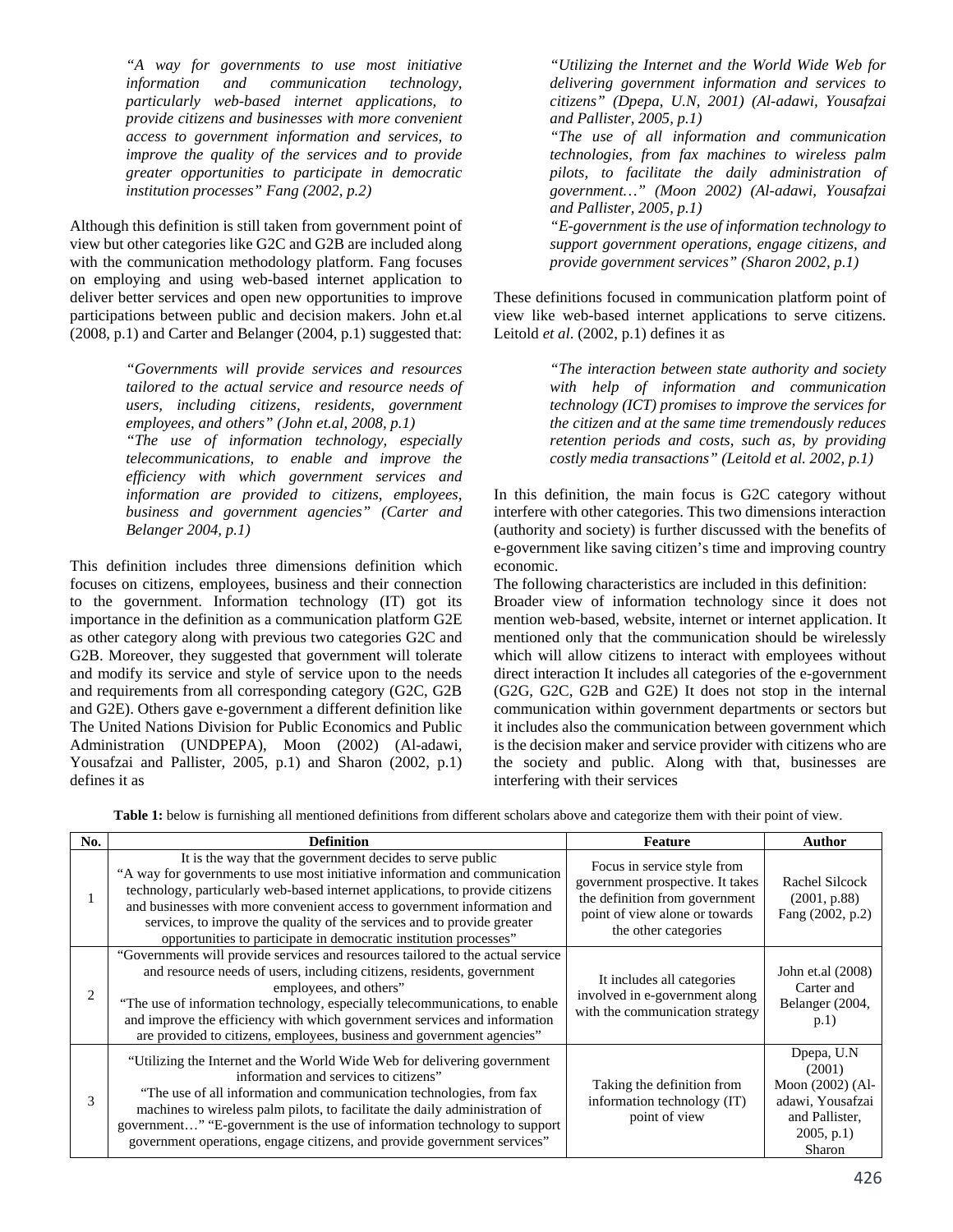*"A way for governments to use most initiative information and communication technology, particularly web-based internet applications, to provide citizens and businesses with more convenient access to government information and services, to improve the quality of the services and to provide greater opportunities to participate in democratic institution processes" Fang (2002, p.2)*

Although this definition is still taken from government point of view but other categories like G2C and G2B are included along with the communication methodology platform. Fang focuses on employing and using web-based internet application to deliver better services and open new opportunities to improve participations between public and decision makers. John et.al (2008, p.1) and Carter and Belanger (2004, p.1) suggested that:

*"Governments will provide services and resources tailored to the actual service and resource needs of users, including citizens, residents, government employees, and others" (John et.al, 2008, p.1)*
*"The use of information technology, especially telecommunications, to enable and improve the efficiency with which government services and information are provided to citizens, employees, business and government agencies" (Carter and Belanger 2004, p.1)*

This definition includes three dimensions definition which focuses on citizens, employees, business and their connection to the government. Information technology (IT) got its importance in the definition as a communication platform G2E as other category along with previous two categories G2C and G2B. Moreover, they suggested that government will tolerate and modify its service and style of service upon to the needs and requirements from all corresponding category (G2C, G2B and G2E). Others gave e-government a different definition like The United Nations Division for Public Economics and Public Administration (UNDPEPA), Moon (2002) (Al-adawi, Yousafzai and Pallister, 2005, p.1) and Sharon (2002, p.1) defines it as

*"Utilizing the Internet and the World Wide Web for delivering government information and services to citizens" (Dpepa, U.N, 2001) (Al-adawi, Yousafzai and Pallister, 2005, p.1)*
*"The use of all information and communication technologies, from fax machines to wireless palm pilots, to facilitate the daily administration of government…" (Moon 2002) (Al-adawi, Yousafzai and Pallister, 2005, p.1)*
*"E-government is the use of information technology to support government operations, engage citizens, and provide government services" (Sharon 2002, p.1)*

These definitions focused in communication platform point of view like web-based internet applications to serve citizens. Leitold *et al*. (2002, p.1) defines it as

*"The interaction between state authority and society with help of information and communication technology (ICT) promises to improve the services for the citizen and at the same time tremendously reduces retention periods and costs, such as, by providing costly media transactions" (Leitold et al. 2002, p.1)*

In this definition, the main focus is G2C category without interfere with other categories. This two dimensions interaction (authority and society) is further discussed with the benefits of e-government like saving citizen's time and improving country economic.

The following characteristics are included in this definition:
Broader view of information technology since it does not mention web-based, website, internet or internet application. It mentioned only that the communication should be wirelessly which will allow citizens to interact with employees without direct interaction It includes all categories of the e-government (G2G, G2C, G2B and G2E) It does not stop in the internal communication within government departments or sectors but it includes also the communication between government which is the decision maker and service provider with citizens who are the society and public. Along with that, businesses are interfering with their services

**Table 1:** below is furnishing all mentioned definitions from different scholars above and categorize them with their point of view.

| No. | Definition | Feature | Author |
|---|---|---|---|
| 1 | It is the way that the government decides to serve public "A way for governments to use most initiative information and communication technology, particularly web-based internet applications, to provide citizens and businesses with more convenient access to government information and services, to improve the quality of the services and to provide greater opportunities to participate in democratic institution processes" | Focus in service style from government prospective. It takes the definition from government point of view alone or towards the other categories | Rachel Silcock (2001, p.88) Fang (2002, p.2) |
| 2 | "Governments will provide services and resources tailored to the actual service and resource needs of users, including citizens, residents, government employees, and others" "The use of information technology, especially telecommunications, to enable and improve the efficiency with which government services and information are provided to citizens, employees, business and government agencies" | It includes all categories involved in e-government along with the communication strategy | John et.al (2008) Carter and Belanger (2004, p.1) |
| 3 | "Utilizing the Internet and the World Wide Web for delivering government information and services to citizens" "The use of all information and communication technologies, from fax machines to wireless palm pilots, to facilitate the daily administration of government…" "E-government is the use of information technology to support government operations, engage citizens, and provide government services" | Taking the definition from information technology (IT) point of view | Dpepa, U.N (2001) Moon (2002) (Al-adawi, Yousafzai and Pallister, 2005, p.1) Sharon |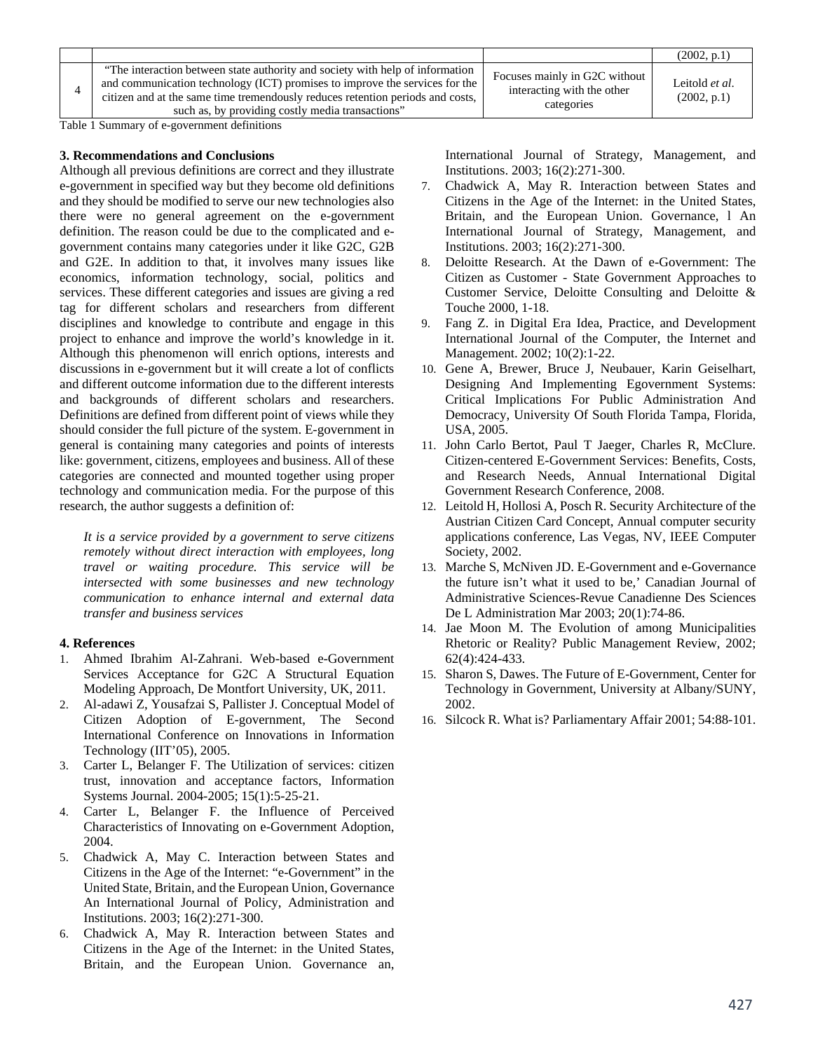| | | | |
|---|---|---|---|
| | | | (2002, p.1) |
| 4 | "The interaction between state authority and society with help of information and communication technology (ICT) promises to improve the services for the citizen and at the same time tremendously reduces retention periods and costs, such as, by providing costly media transactions" | Focuses mainly in G2C without interacting with the other categories | Leitold *et al*. (2002, p.1) |

Table 1 Summary of e-government definitions

**3. Recommendations and Conclusions**

Although all previous definitions are correct and they illustrate e-government in specified way but they become old definitions and they should be modified to serve our new technologies also there were no general agreement on the e-government definition. The reason could be due to the complicated and e-government contains many categories under it like G2C, G2B and G2E. In addition to that, it involves many issues like economics, information technology, social, politics and services. These different categories and issues are giving a red tag for different scholars and researchers from different disciplines and knowledge to contribute and engage in this project to enhance and improve the world's knowledge in it. Although this phenomenon will enrich options, interests and discussions in e-government but it will create a lot of conflicts and different outcome information due to the different interests and backgrounds of different scholars and researchers. Definitions are defined from different point of views while they should consider the full picture of the system. E-government in general is containing many categories and points of interests like: government, citizens, employees and business. All of these categories are connected and mounted together using proper technology and communication media. For the purpose of this research, the author suggests a definition of:

*It is a service provided by a government to serve citizens remotely without direct interaction with employees, long travel or waiting procedure. This service will be intersected with some businesses and new technology communication to enhance internal and external data transfer and business services*

**4. References**

1. Ahmed Ibrahim Al-Zahrani. Web-based e-Government Services Acceptance for G2C A Structural Equation Modeling Approach, De Montfort University, UK, 2011.
2. Al-adawi Z, Yousafzai S, Pallister J. Conceptual Model of Citizen Adoption of E-government, The Second International Conference on Innovations in Information Technology (IIT'05), 2005.
3. Carter L, Belanger F. The Utilization of services: citizen trust, innovation and acceptance factors, Information Systems Journal. 2004-2005; 15(1):5-25-21.
4. Carter L, Belanger F. the Influence of Perceived Characteristics of Innovating on e-Government Adoption, 2004.
5. Chadwick A, May C. Interaction between States and Citizens in the Age of the Internet: "e-Government" in the United State, Britain, and the European Union, Governance An International Journal of Policy, Administration and Institutions. 2003; 16(2):271-300.
6. Chadwick A, May R. Interaction between States and Citizens in the Age of the Internet: in the United States, Britain, and the European Union. Governance an, International Journal of Strategy, Management, and Institutions. 2003; 16(2):271-300.
7. Chadwick A, May R. Interaction between States and Citizens in the Age of the Internet: in the United States, Britain, and the European Union. Governance, l An International Journal of Strategy, Management, and Institutions. 2003; 16(2):271-300.
8. Deloitte Research. At the Dawn of e-Government: The Citizen as Customer - State Government Approaches to Customer Service, Deloitte Consulting and Deloitte & Touche 2000, 1-18.
9. Fang Z. in Digital Era Idea, Practice, and Development International Journal of the Computer, the Internet and Management. 2002; 10(2):1-22.
10. Gene A, Brewer, Bruce J, Neubauer, Karin Geiselhart, Designing And Implementing Egovernment Systems: Critical Implications For Public Administration And Democracy, University Of South Florida Tampa, Florida, USA, 2005.
11. John Carlo Bertot, Paul T Jaeger, Charles R, McClure. Citizen-centered E-Government Services: Benefits, Costs, and Research Needs, Annual International Digital Government Research Conference, 2008.
12. Leitold H, Hollosi A, Posch R. Security Architecture of the Austrian Citizen Card Concept, Annual computer security applications conference, Las Vegas, NV, IEEE Computer Society, 2002.
13. Marche S, McNiven JD. E-Government and e-Governance the future isn't what it used to be,' Canadian Journal of Administrative Sciences-Revue Canadienne Des Sciences De L Administration Mar 2003; 20(1):74-86.
14. Jae Moon M. The Evolution of among Municipalities Rhetoric or Reality? Public Management Review, 2002; 62(4):424-433.
15. Sharon S, Dawes. The Future of E-Government, Center for Technology in Government, University at Albany/SUNY, 2002.
16. Silcock R. What is? Parliamentary Affair 2001; 54:88-101.